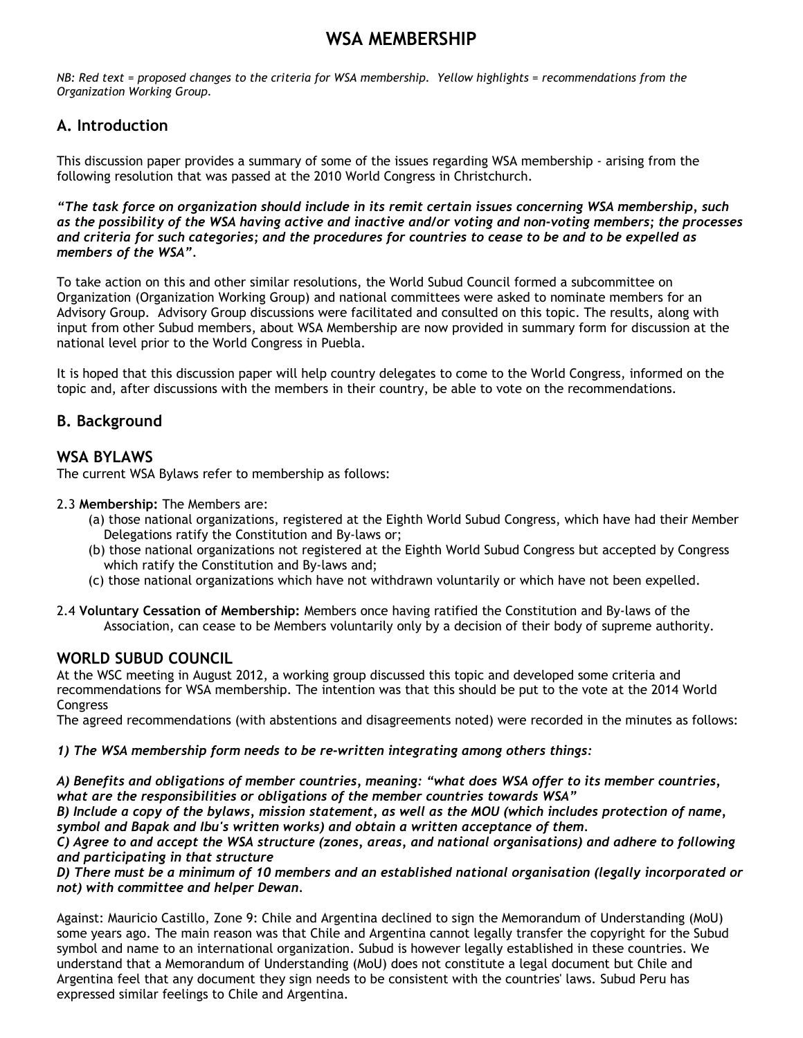# WSA MEMBERSHIP

*NB: Red text = proposed changes to the criteria for WSA membership. Yellow highlights = recommendations from the Organization Working Group.*

## A. Introduction

This discussion paper provides a summary of some of the issues regarding WSA membership - arising from the following resolution that was passed at the 2010 World Congress in Christchurch.

***"The task force on organization should include in its remit certain issues concerning WSA membership, such as the possibility of the WSA having active and inactive and/or voting and non-voting members; the processes and criteria for such categories; and the procedures for countries to cease to be and to be expelled as members of the WSA".***

To take action on this and other similar resolutions, the World Subud Council formed a subcommittee on Organization (Organization Working Group) and national committees were asked to nominate members for an Advisory Group. Advisory Group discussions were facilitated and consulted on this topic. The results, along with input from other Subud members, about WSA Membership are now provided in summary form for discussion at the national level prior to the World Congress in Puebla.

It is hoped that this discussion paper will help country delegates to come to the World Congress, informed on the topic and, after discussions with the members in their country, be able to vote on the recommendations.

## B. Background

### WSA BYLAWS

The current WSA Bylaws refer to membership as follows:

2.3 **Membership:** The Members are:

- (a) those national organizations, registered at the Eighth World Subud Congress, which have had their Member Delegations ratify the Constitution and By-laws or;
- (b) those national organizations not registered at the Eighth World Subud Congress but accepted by Congress which ratify the Constitution and By-laws and;
- (c) those national organizations which have not withdrawn voluntarily or which have not been expelled.

2.4 **Voluntary Cessation of Membership:** Members once having ratified the Constitution and By-laws of the Association, can cease to be Members voluntarily only by a decision of their body of supreme authority.

### WORLD SUBUD COUNCIL

At the WSC meeting in August 2012, a working group discussed this topic and developed some criteria and recommendations for WSA membership. The intention was that this should be put to the vote at the 2014 World Congress

The agreed recommendations (with abstentions and disagreements noted) were recorded in the minutes as follows:

***1) The WSA membership form needs to be re-written integrating among others things:***

***A) Benefits and obligations of member countries, meaning: "what does WSA offer to its member countries, what are the responsibilities or obligations of the member countries towards WSA"***

***B) Include a copy of the bylaws, mission statement, as well as the MOU (which includes protection of name, symbol and Bapak and Ibu's written works) and obtain a written acceptance of them.***

***C) Agree to and accept the WSA structure (zones, areas, and national organisations) and adhere to following and participating in that structure***

***D) There must be a minimum of 10 members and an established national organisation (legally incorporated or not) with committee and helper Dewan.***

Against: Mauricio Castillo, Zone 9: Chile and Argentina declined to sign the Memorandum of Understanding (MoU) some years ago. The main reason was that Chile and Argentina cannot legally transfer the copyright for the Subud symbol and name to an international organization. Subud is however legally established in these countries. We understand that a Memorandum of Understanding (MoU) does not constitute a legal document but Chile and Argentina feel that any document they sign needs to be consistent with the countries' laws. Subud Peru has expressed similar feelings to Chile and Argentina.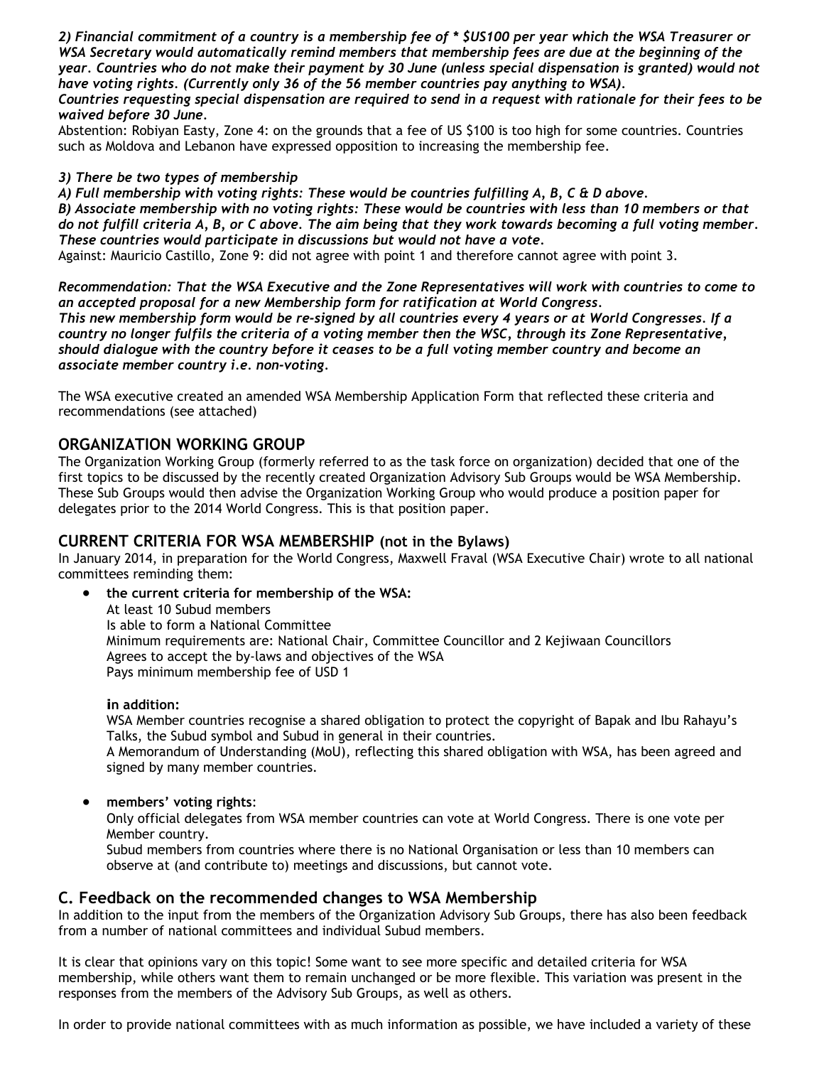***2) Financial commitment of a country is a membership fee of * $US100 per year which the WSA Treasurer or WSA Secretary would automatically remind members that membership fees are due at the beginning of the year. Countries who do not make their payment by 30 June (unless special dispensation is granted) would not have voting rights. (Currently only 36 of the 56 member countries pay anything to WSA).***
***Countries requesting special dispensation are required to send in a request with rationale for their fees to be waived before 30 June.***
Abstention: Robiyan Easty, Zone 4: on the grounds that a fee of US $100 is too high for some countries. Countries such as Moldova and Lebanon have expressed opposition to increasing the membership fee.

***3) There be two types of membership***
***A) Full membership with voting rights: These would be countries fulfilling A, B, C & D above.***
***B) Associate membership with no voting rights: These would be countries with less than 10 members or that do not fulfill criteria A, B, or C above. The aim being that they work towards becoming a full voting member. These countries would participate in discussions but would not have a vote.***
Against: Mauricio Castillo, Zone 9: did not agree with point 1 and therefore cannot agree with point 3.

***Recommendation: That the WSA Executive and the Zone Representatives will work with countries to come to an accepted proposal for a new Membership form for ratification at World Congress.***
***This new membership form would be re-signed by all countries every 4 years or at World Congresses. If a country no longer fulfils the criteria of a voting member then the WSC, through its Zone Representative, should dialogue with the country before it ceases to be a full voting member country and become an associate member country i.e. non-voting.***

The WSA executive created an amended WSA Membership Application Form that reflected these criteria and recommendations (see attached)

## ORGANIZATION WORKING GROUP

The Organization Working Group (formerly referred to as the task force on organization) decided that one of the first topics to be discussed by the recently created Organization Advisory Sub Groups would be WSA Membership. These Sub Groups would then advise the Organization Working Group who would produce a position paper for delegates prior to the 2014 World Congress. This is that position paper.

## CURRENT CRITERIA FOR WSA MEMBERSHIP (not in the Bylaws)

In January 2014, in preparation for the World Congress, Maxwell Fraval (WSA Executive Chair) wrote to all national committees reminding them:

- **the current criteria for membership of the WSA:**
  At least 10 Subud members
  Is able to form a National Committee
  Minimum requirements are: National Chair, Committee Councillor and 2 Kejiwaan Councillors
  Agrees to accept the by-laws and objectives of the WSA
  Pays minimum membership fee of USD 1

  **in addition:**
  WSA Member countries recognise a shared obligation to protect the copyright of Bapak and Ibu Rahayu's Talks, the Subud symbol and Subud in general in their countries.
  A Memorandum of Understanding (MoU), reflecting this shared obligation with WSA, has been agreed and signed by many member countries.

- **members' voting rights**:
  Only official delegates from WSA member countries can vote at World Congress. There is one vote per Member country.
  Subud members from countries where there is no National Organisation or less than 10 members can observe at (and contribute to) meetings and discussions, but cannot vote.

## C. Feedback on the recommended changes to WSA Membership

In addition to the input from the members of the Organization Advisory Sub Groups, there has also been feedback from a number of national committees and individual Subud members.

It is clear that opinions vary on this topic! Some want to see more specific and detailed criteria for WSA membership, while others want them to remain unchanged or be more flexible. This variation was present in the responses from the members of the Advisory Sub Groups, as well as others.

In order to provide national committees with as much information as possible, we have included a variety of these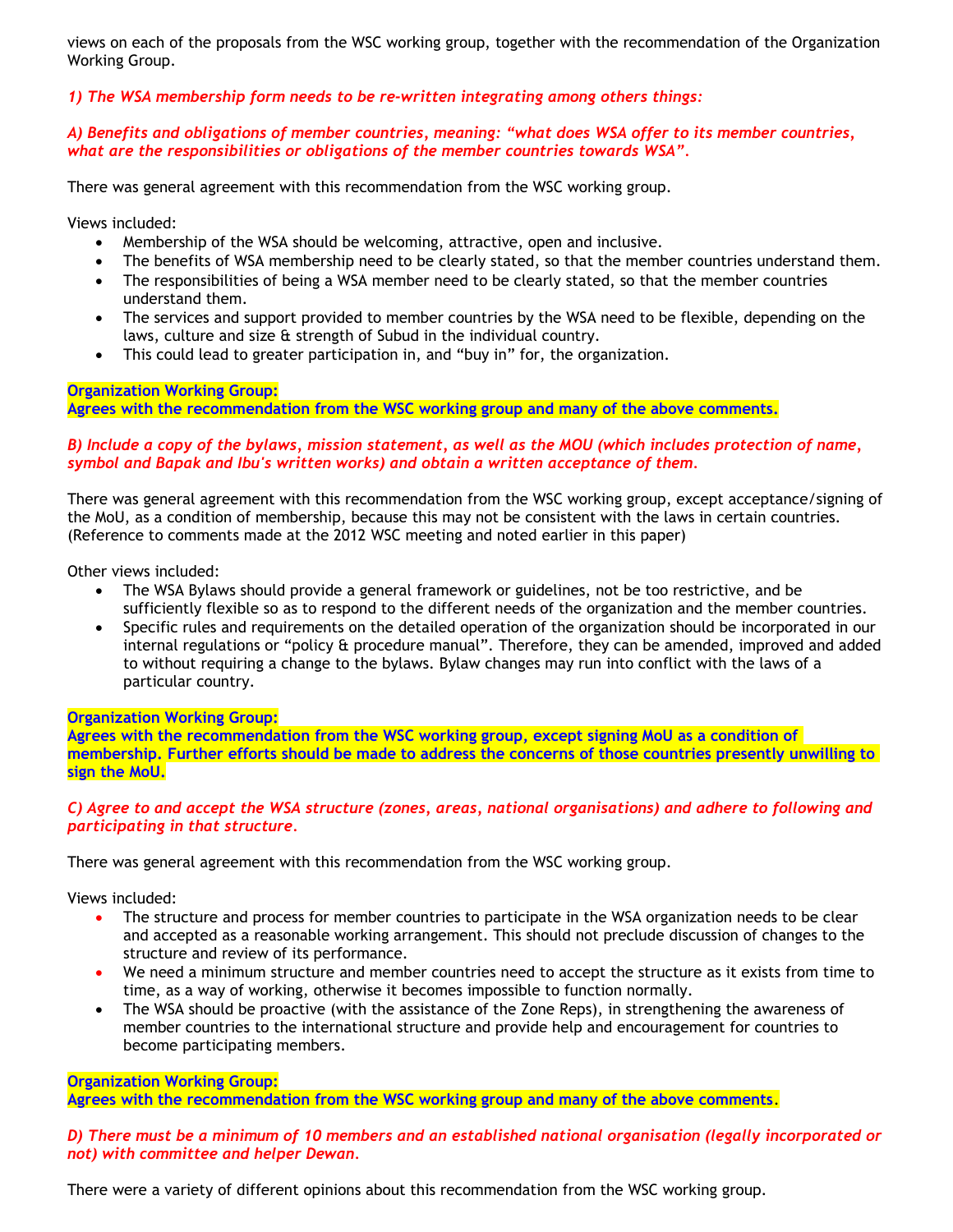views on each of the proposals from the WSC working group, together with the recommendation of the Organization Working Group.

***1) The WSA membership form needs to be re-written integrating among others things:***

***A) Benefits and obligations of member countries, meaning: "what does WSA offer to its member countries, what are the responsibilities or obligations of the member countries towards WSA".***

There was general agreement with this recommendation from the WSC working group.

Views included:

- Membership of the WSA should be welcoming, attractive, open and inclusive.
- The benefits of WSA membership need to be clearly stated, so that the member countries understand them.
- The responsibilities of being a WSA member need to be clearly stated, so that the member countries understand them.
- The services and support provided to member countries by the WSA need to be flexible, depending on the laws, culture and size & strength of Subud in the individual country.
- This could lead to greater participation in, and "buy in" for, the organization.

**Organization Working Group:**
**Agrees with the recommendation from the WSC working group and many of the above comments.**

***B) Include a copy of the bylaws, mission statement, as well as the MOU (which includes protection of name, symbol and Bapak and Ibu's written works) and obtain a written acceptance of them.***

There was general agreement with this recommendation from the WSC working group, except acceptance/signing of the MoU, as a condition of membership, because this may not be consistent with the laws in certain countries. (Reference to comments made at the 2012 WSC meeting and noted earlier in this paper)

Other views included:

- The WSA Bylaws should provide a general framework or guidelines, not be too restrictive, and be sufficiently flexible so as to respond to the different needs of the organization and the member countries.
- Specific rules and requirements on the detailed operation of the organization should be incorporated in our internal regulations or "policy & procedure manual". Therefore, they can be amended, improved and added to without requiring a change to the bylaws. Bylaw changes may run into conflict with the laws of a particular country.

**Organization Working Group:**
**Agrees with the recommendation from the WSC working group, except signing MoU as a condition of membership. Further efforts should be made to address the concerns of those countries presently unwilling to sign the MoU.**

***C) Agree to and accept the WSA structure (zones, areas, national organisations) and adhere to following and participating in that structure.***

There was general agreement with this recommendation from the WSC working group.

Views included:

- The structure and process for member countries to participate in the WSA organization needs to be clear and accepted as a reasonable working arrangement. This should not preclude discussion of changes to the structure and review of its performance.
- We need a minimum structure and member countries need to accept the structure as it exists from time to time, as a way of working, otherwise it becomes impossible to function normally.
- The WSA should be proactive (with the assistance of the Zone Reps), in strengthening the awareness of member countries to the international structure and provide help and encouragement for countries to become participating members.

**Organization Working Group:**
**Agrees with the recommendation from the WSC working group and many of the above comments.**

***D) There must be a minimum of 10 members and an established national organisation (legally incorporated or not) with committee and helper Dewan.***

There were a variety of different opinions about this recommendation from the WSC working group.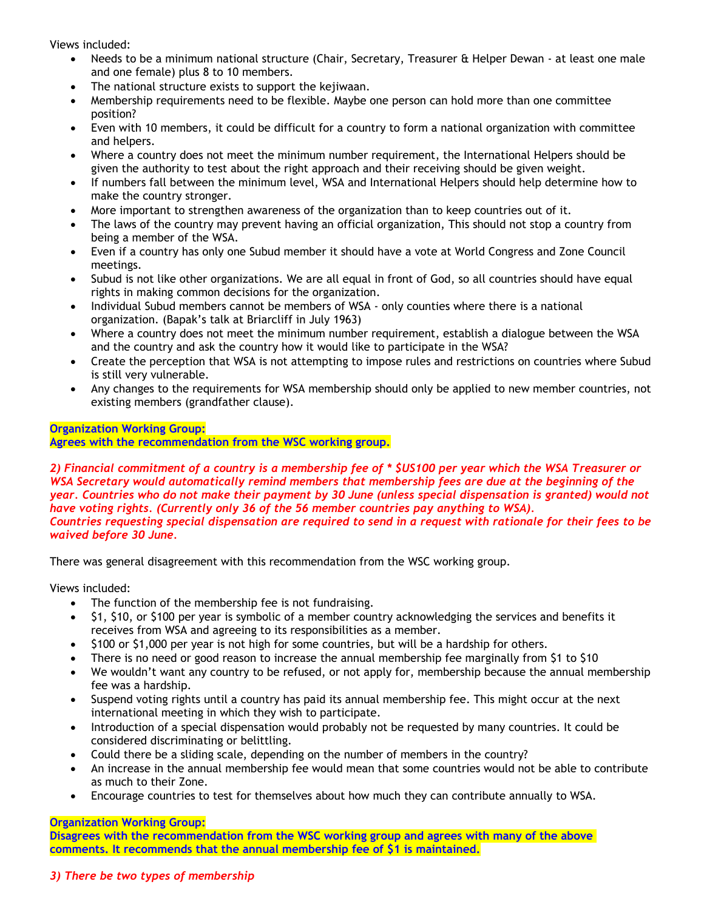Views included:

- Needs to be a minimum national structure (Chair, Secretary, Treasurer & Helper Dewan - at least one male and one female) plus 8 to 10 members.
- The national structure exists to support the kejiwaan.
- Membership requirements need to be flexible. Maybe one person can hold more than one committee position?
- Even with 10 members, it could be difficult for a country to form a national organization with committee and helpers.
- Where a country does not meet the minimum number requirement, the International Helpers should be given the authority to test about the right approach and their receiving should be given weight.
- If numbers fall between the minimum level, WSA and International Helpers should help determine how to make the country stronger.
- More important to strengthen awareness of the organization than to keep countries out of it.
- The laws of the country may prevent having an official organization, This should not stop a country from being a member of the WSA.
- Even if a country has only one Subud member it should have a vote at World Congress and Zone Council meetings.
- Subud is not like other organizations. We are all equal in front of God, so all countries should have equal rights in making common decisions for the organization.
- Individual Subud members cannot be members of WSA - only counties where there is a national organization. (Bapak's talk at Briarcliff in July 1963)
- Where a country does not meet the minimum number requirement, establish a dialogue between the WSA and the country and ask the country how it would like to participate in the WSA?
- Create the perception that WSA is not attempting to impose rules and restrictions on countries where Subud is still very vulnerable.
- Any changes to the requirements for WSA membership should only be applied to new member countries, not existing members (grandfather clause).

**Organization Working Group:**
**Agrees with the recommendation from the WSC working group.**

***2) Financial commitment of a country is a membership fee of * $US100 per year which the WSA Treasurer or WSA Secretary would automatically remind members that membership fees are due at the beginning of the year. Countries who do not make their payment by 30 June (unless special dispensation is granted) would not have voting rights. (Currently only 36 of the 56 member countries pay anything to WSA).***
***Countries requesting special dispensation are required to send in a request with rationale for their fees to be waived before 30 June.***

There was general disagreement with this recommendation from the WSC working group.

Views included:

- The function of the membership fee is not fundraising.
- $1, $10, or $100 per year is symbolic of a member country acknowledging the services and benefits it receives from WSA and agreeing to its responsibilities as a member.
- $100 or $1,000 per year is not high for some countries, but will be a hardship for others.
- There is no need or good reason to increase the annual membership fee marginally from $1 to $10
- We wouldn't want any country to be refused, or not apply for, membership because the annual membership fee was a hardship.
- Suspend voting rights until a country has paid its annual membership fee. This might occur at the next international meeting in which they wish to participate.
- Introduction of a special dispensation would probably not be requested by many countries. It could be considered discriminating or belittling.
- Could there be a sliding scale, depending on the number of members in the country?
- An increase in the annual membership fee would mean that some countries would not be able to contribute as much to their Zone.
- Encourage countries to test for themselves about how much they can contribute annually to WSA.

**Organization Working Group:**
**Disagrees with the recommendation from the WSC working group and agrees with many of the above comments. It recommends that the annual membership fee of $1 is maintained.**

***3) There be two types of membership***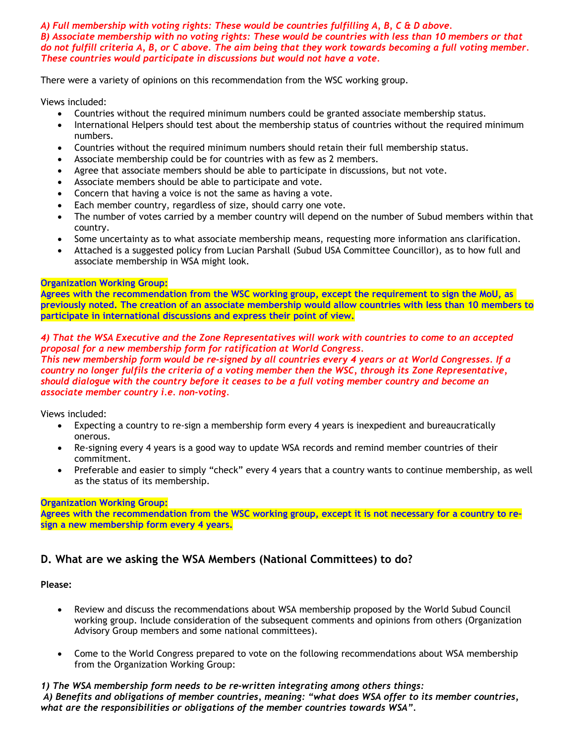*A) Full membership with voting rights: These would be countries fulfilling A, B, C & D above.*
*B) Associate membership with no voting rights: These would be countries with less than 10 members or that do not fulfill criteria A, B, or C above. The aim being that they work towards becoming a full voting member. These countries would participate in discussions but would not have a vote.*

There were a variety of opinions on this recommendation from the WSC working group.

Views included:

- Countries without the required minimum numbers could be granted associate membership status.
- International Helpers should test about the membership status of countries without the required minimum numbers.
- Countries without the required minimum numbers should retain their full membership status.
- Associate membership could be for countries with as few as 2 members.
- Agree that associate members should be able to participate in discussions, but not vote.
- Associate members should be able to participate and vote.
- Concern that having a voice is not the same as having a vote.
- Each member country, regardless of size, should carry one vote.
- The number of votes carried by a member country will depend on the number of Subud members within that country.
- Some uncertainty as to what associate membership means, requesting more information ans clarification.
- Attached is a suggested policy from Lucian Parshall (Subud USA Committee Councillor), as to how full and associate membership in WSA might look.

**Organization Working Group:**
**Agrees with the recommendation from the WSC working group, except the requirement to sign the MoU, as previously noted. The creation of an associate membership would allow countries with less than 10 members to participate in international discussions and express their point of view.**

*4) That the WSA Executive and the Zone Representatives will work with countries to come to an accepted proposal for a new membership form for ratification at World Congress.*
*This new membership form would be re-signed by all countries every 4 years or at World Congresses. If a country no longer fulfils the criteria of a voting member then the WSC, through its Zone Representative, should dialogue with the country before it ceases to be a full voting member country and become an associate member country i.e. non-voting.*

Views included:

- Expecting a country to re-sign a membership form every 4 years is inexpedient and bureaucratically onerous.
- Re-signing every 4 years is a good way to update WSA records and remind member countries of their commitment.
- Preferable and easier to simply "check" every 4 years that a country wants to continue membership, as well as the status of its membership.

**Organization Working Group:**
**Agrees with the recommendation from the WSC working group, except it is not necessary for a country to re-sign a new membership form every 4 years.**

## D. What are we asking the WSA Members (National Committees) to do?

**Please:**

- Review and discuss the recommendations about WSA membership proposed by the World Subud Council working group. Include consideration of the subsequent comments and opinions from others (Organization Advisory Group members and some national committees).
- Come to the World Congress prepared to vote on the following recommendations about WSA membership from the Organization Working Group:

***1) The WSA membership form needs to be re-written integrating among others things:***
***A) Benefits and obligations of member countries, meaning: "what does WSA offer to its member countries, what are the responsibilities or obligations of the member countries towards WSA".***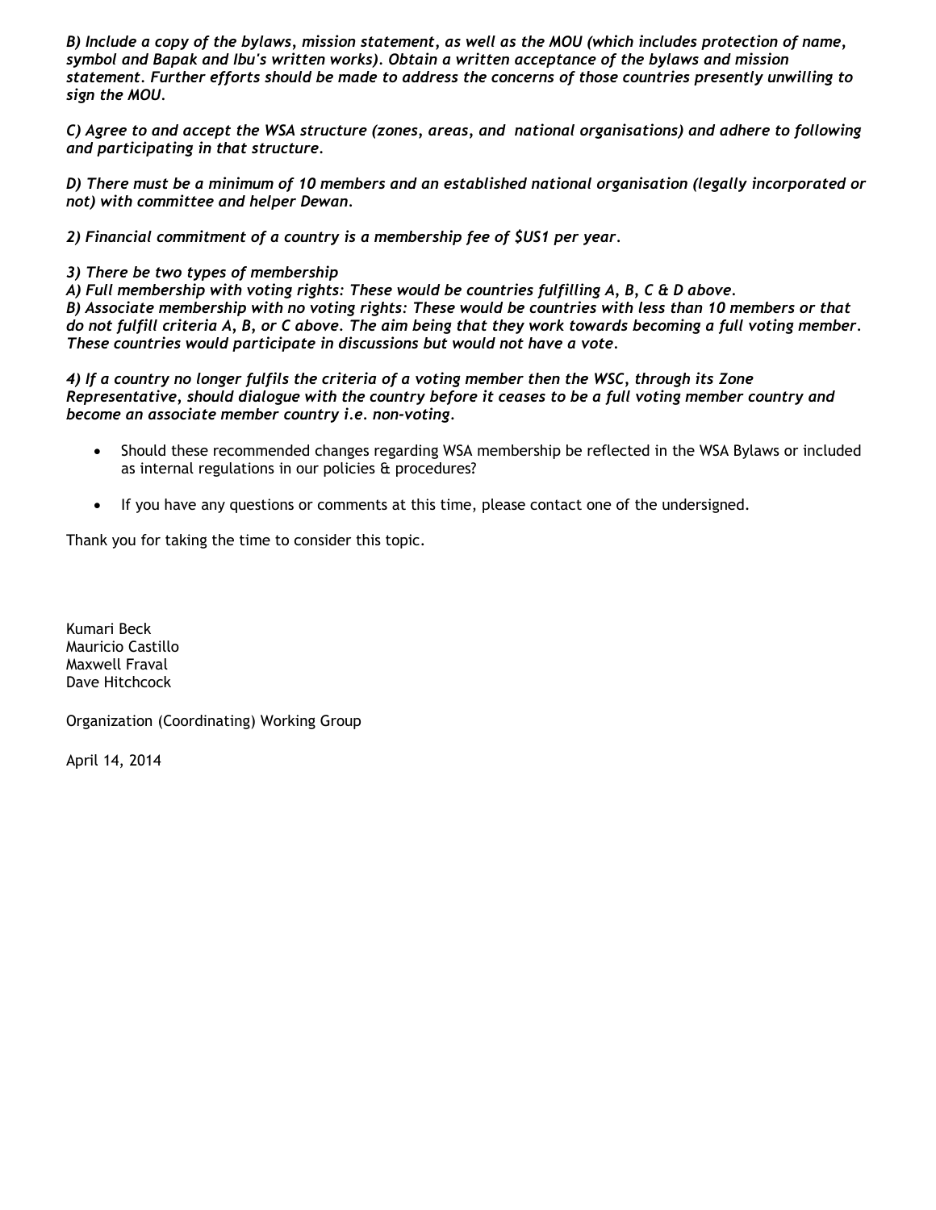***B) Include a copy of the bylaws, mission statement, as well as the MOU (which includes protection of name, symbol and Bapak and Ibu's written works). Obtain a written acceptance of the bylaws and mission statement. Further efforts should be made to address the concerns of those countries presently unwilling to sign the MOU.***

***C) Agree to and accept the WSA structure (zones, areas, and national organisations) and adhere to following and participating in that structure.***

***D) There must be a minimum of 10 members and an established national organisation (legally incorporated or not) with committee and helper Dewan.***

***2) Financial commitment of a country is a membership fee of $US1 per year.***

***3) There be two types of membership***
***A) Full membership with voting rights: These would be countries fulfilling A, B, C & D above.***
***B) Associate membership with no voting rights: These would be countries with less than 10 members or that do not fulfill criteria A, B, or C above. The aim being that they work towards becoming a full voting member. These countries would participate in discussions but would not have a vote.***

***4) If a country no longer fulfils the criteria of a voting member then the WSC, through its Zone Representative, should dialogue with the country before it ceases to be a full voting member country and become an associate member country i.e. non-voting.***

- Should these recommended changes regarding WSA membership be reflected in the WSA Bylaws or included as internal regulations in our policies & procedures?
- If you have any questions or comments at this time, please contact one of the undersigned.

Thank you for taking the time to consider this topic.

Kumari Beck
Mauricio Castillo
Maxwell Fraval
Dave Hitchcock

Organization (Coordinating) Working Group

April 14, 2014